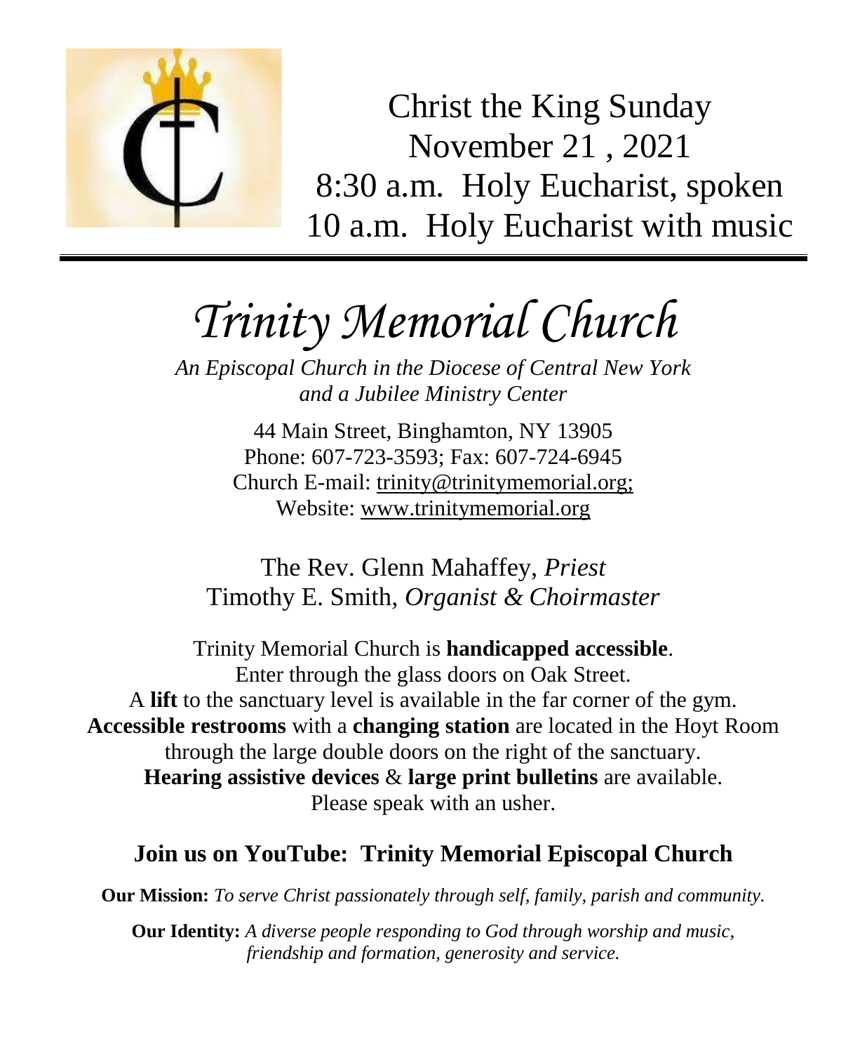Christ the King Sunday
November 21 , 2021
8:30 a.m. Holy Eucharist, spoken
10 a.m. Holy Eucharist with music

---

# *Trinity Memorial Church*

*An Episcopal Church in the Diocese of Central New York and a Jubilee Ministry Center*

44 Main Street, Binghamton, NY 13905
Phone: 607-723-3593; Fax: 607-724-6945
Church E-mail: trinity@trinitymemorial.org;
Website: www.trinitymemorial.org

The Rev. Glenn Mahaffey, *Priest*
Timothy E. Smith, *Organist & Choirmaster*

Trinity Memorial Church is **handicapped accessible**.
Enter through the glass doors on Oak Street.
A **lift** to the sanctuary level is available in the far corner of the gym.
**Accessible restrooms** with a **changing station** are located in the Hoyt Room through the large double doors on the right of the sanctuary.
**Hearing assistive devices** & **large print bulletins** are available.
Please speak with an usher.

## Join us on YouTube: Trinity Memorial Episcopal Church

**Our Mission:** *To serve Christ passionately through self, family, parish and community.*

**Our Identity:** *A diverse people responding to God through worship and music, friendship and formation, generosity and service.*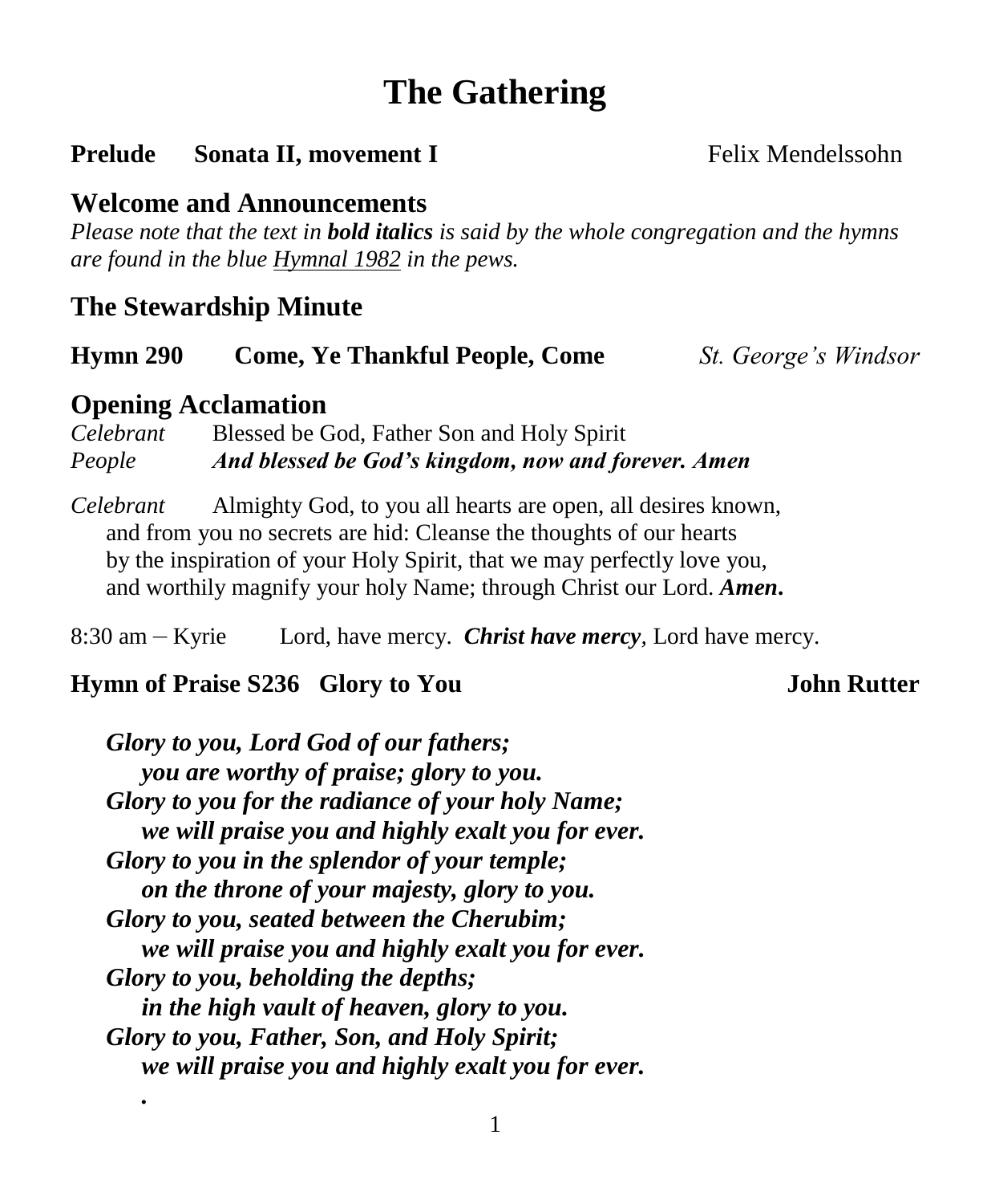# The Gathering

**Prelude Sonata II, movement I** Felix Mendelssohn

## Welcome and Announcements

*Please note that the text in **bold italics** is said by the whole congregation and the hymns are found in the blue <u>Hymnal 1982</u> in the pews.*

## The Stewardship Minute

**Hymn 290 Come, Ye Thankful People, Come** *St. George's Windsor*

## Opening Acclamation

*Celebrant* Blessed be God, Father Son and Holy Spirit
*People* ***And blessed be God's kingdom, now and forever. Amen***

*Celebrant* Almighty God, to you all hearts are open, all desires known, and from you no secrets are hid: Cleanse the thoughts of our hearts by the inspiration of your Holy Spirit, that we may perfectly love you, and worthily magnify your holy Name; through Christ our Lord. ***Amen.***

8:30 am – Kyrie Lord, have mercy. ***Christ have mercy***, Lord have mercy.

**Hymn of Praise S236 Glory to You John Rutter**

***Glory to you, Lord God of our fathers;***
***you are worthy of praise; glory to you.***
***Glory to you for the radiance of your holy Name;***
***we will praise you and highly exalt you for ever.***
***Glory to you in the splendor of your temple;***
***on the throne of your majesty, glory to you.***
***Glory to you, seated between the Cherubim;***
***we will praise you and highly exalt you for ever.***
***Glory to you, beholding the depths;***
***in the high vault of heaven, glory to you.***
***Glory to you, Father, Son, and Holy Spirit;***
***we will praise you and highly exalt you for ever.***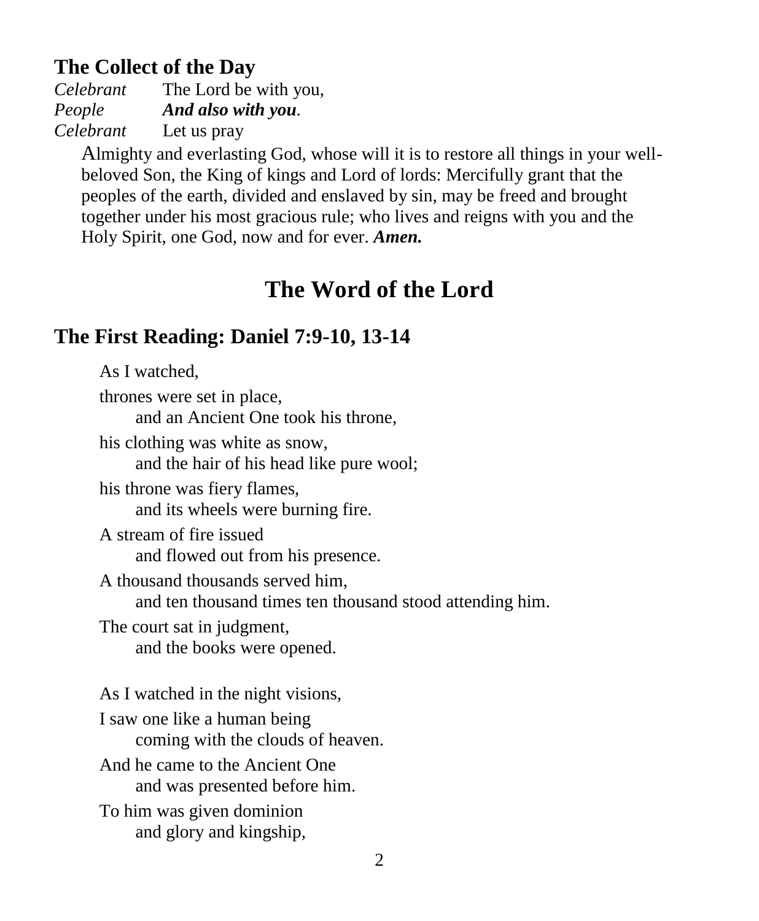### The Collect of the Day

*Celebrant* The Lord be with you,
*People* ***And also with you***.
*Celebrant* Let us pray

Almighty and everlasting God, whose will it is to restore all things in your well-beloved Son, the King of kings and Lord of lords: Mercifully grant that the peoples of the earth, divided and enslaved by sin, may be freed and brought together under his most gracious rule; who lives and reigns with you and the Holy Spirit, one God, now and for ever. ***Amen.***

## The Word of the Lord

### The First Reading: Daniel 7:9-10, 13-14

As I watched,

thrones were set in place,
and an Ancient One took his throne,

his clothing was white as snow,
and the hair of his head like pure wool;

his throne was fiery flames,
and its wheels were burning fire.

A stream of fire issued
and flowed out from his presence.

A thousand thousands served him,
and ten thousand times ten thousand stood attending him.

The court sat in judgment,
and the books were opened.

As I watched in the night visions,

I saw one like a human being
coming with the clouds of heaven.

And he came to the Ancient One
and was presented before him.

To him was given dominion
and glory and kingship,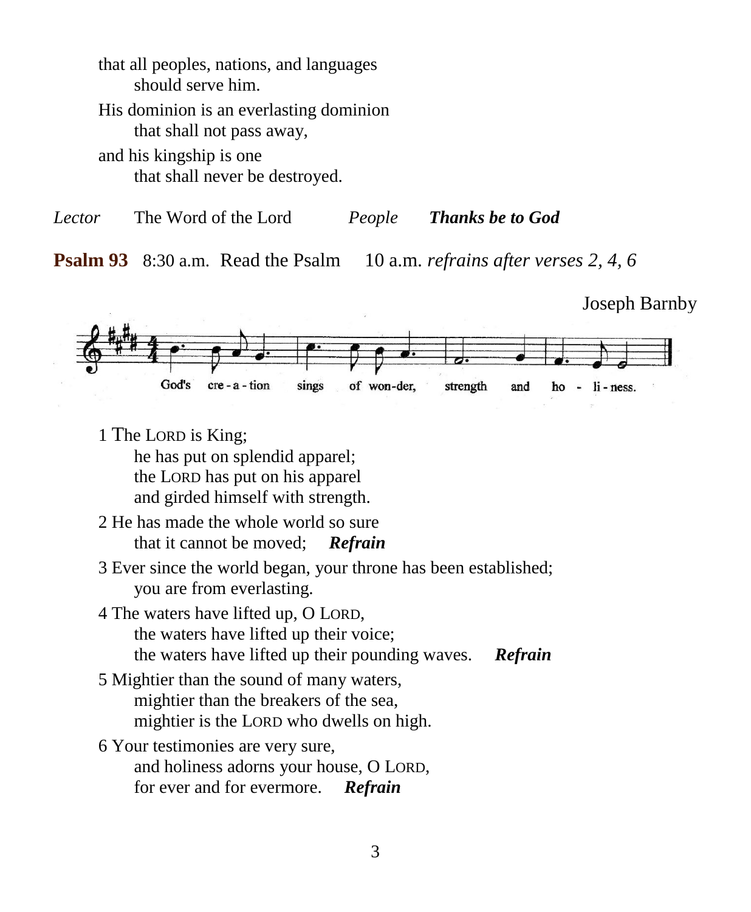that all peoples, nations, and languages
should serve him.
His dominion is an everlasting dominion
that shall not pass away,
and his kingship is one
that shall never be destroyed.

*Lector* The Word of the Lord *People* ***Thanks be to God***

**Psalm 93** 8:30 a.m. Read the Psalm 10 a.m. *refrains after verses 2, 4, 6*

Joseph Barnby

God's cre - a - tion sings of won-der, strength and ho - li - ness.

1 The LORD is King;
he has put on splendid apparel;
the LORD has put on his apparel
and girded himself with strength.

2 He has made the whole world so sure
that it cannot be moved; ***Refrain***

3 Ever since the world began, your throne has been established;
you are from everlasting.

4 The waters have lifted up, O LORD,
the waters have lifted up their voice;
the waters have lifted up their pounding waves. ***Refrain***

5 Mightier than the sound of many waters,
mightier than the breakers of the sea,
mightier is the LORD who dwells on high.

6 Your testimonies are very sure,
and holiness adorns your house, O LORD,
for ever and for evermore. ***Refrain***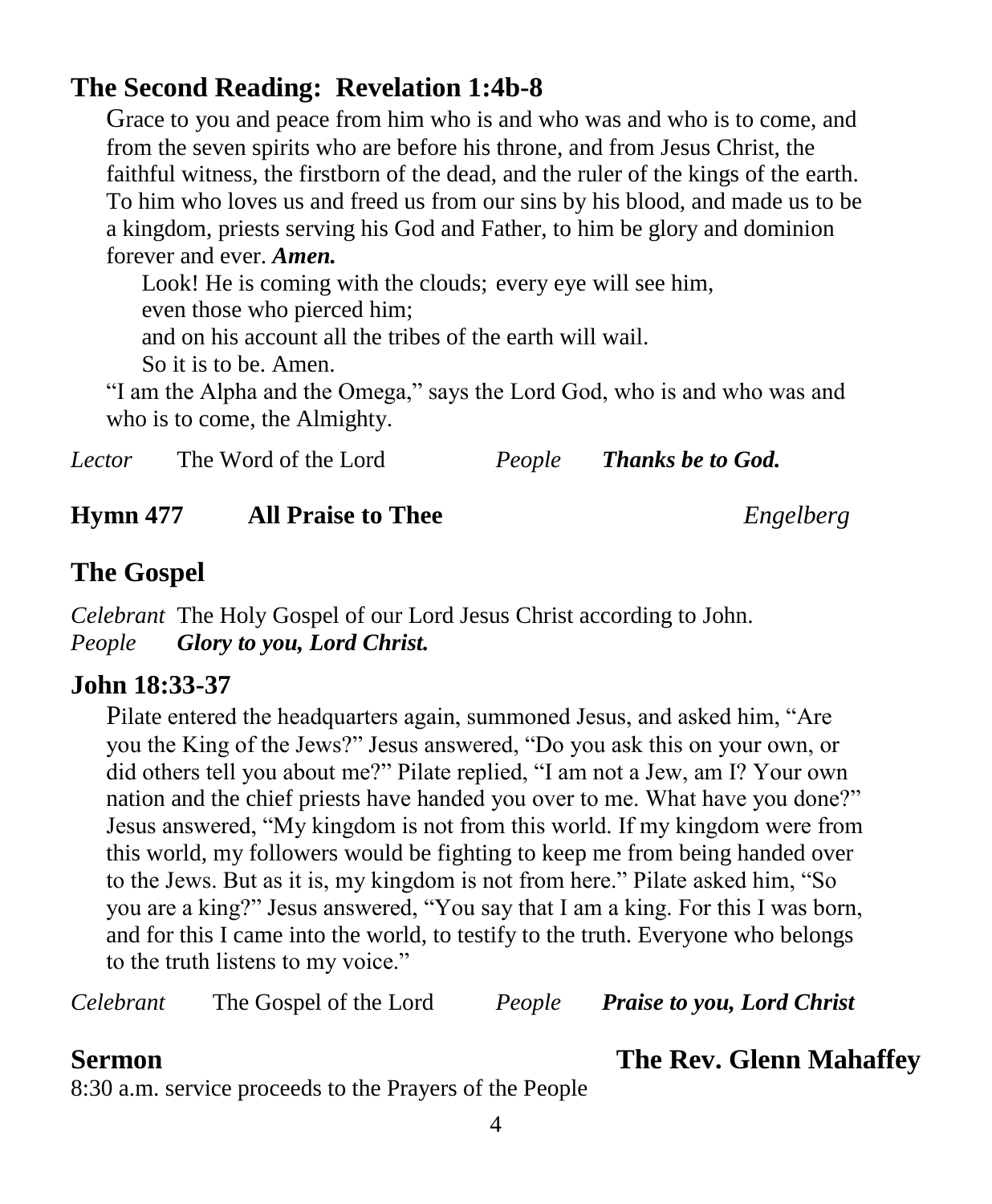## The Second Reading: Revelation 1:4b-8

Grace to you and peace from him who is and who was and who is to come, and from the seven spirits who are before his throne, and from Jesus Christ, the faithful witness, the firstborn of the dead, and the ruler of the kings of the earth. To him who loves us and freed us from our sins by his blood, and made us to be a kingdom, priests serving his God and Father, to him be glory and dominion forever and ever. ***Amen.***

Look! He is coming with the clouds; every eye will see him,
even those who pierced him;
and on his account all the tribes of the earth will wail.
So it is to be. Amen.

"I am the Alpha and the Omega," says the Lord God, who is and who was and who is to come, the Almighty.

*Lector* The Word of the Lord *People* ***Thanks be to God.***

**Hymn 477 All Praise to Thee** *Engelberg*

## The Gospel

*Celebrant* The Holy Gospel of our Lord Jesus Christ according to John.
*People* ***Glory to you, Lord Christ.***

### John 18:33-37

Pilate entered the headquarters again, summoned Jesus, and asked him, "Are you the King of the Jews?" Jesus answered, "Do you ask this on your own, or did others tell you about me?" Pilate replied, "I am not a Jew, am I? Your own nation and the chief priests have handed you over to me. What have you done?" Jesus answered, "My kingdom is not from this world. If my kingdom were from this world, my followers would be fighting to keep me from being handed over to the Jews. But as it is, my kingdom is not from here." Pilate asked him, "So you are a king?" Jesus answered, "You say that I am a king. For this I was born, and for this I came into the world, to testify to the truth. Everyone who belongs to the truth listens to my voice."

*Celebrant* The Gospel of the Lord *People* ***Praise to you, Lord Christ***

## Sermon **The Rev. Glenn Mahaffey**

8:30 a.m. service proceeds to the Prayers of the People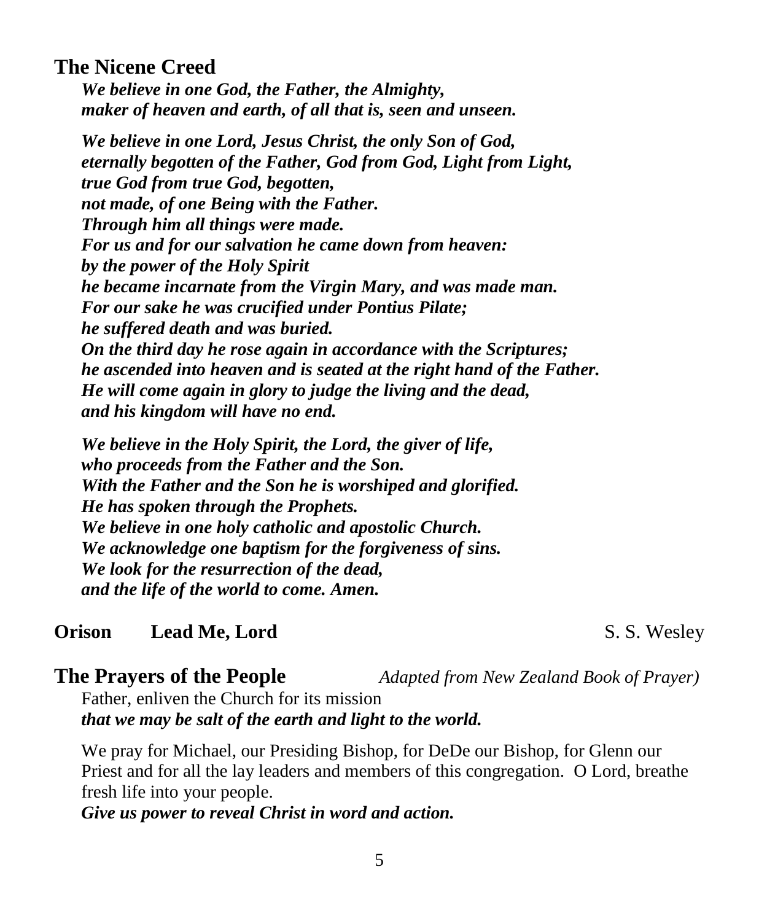## The Nicene Creed

***We believe in one God, the Father, the Almighty,***
***maker of heaven and earth, of all that is, seen and unseen.***

***We believe in one Lord, Jesus Christ, the only Son of God,***
***eternally begotten of the Father, God from God, Light from Light,***
***true God from true God, begotten,***
***not made, of one Being with the Father.***
***Through him all things were made.***
***For us and for our salvation he came down from heaven:***
***by the power of the Holy Spirit***
***he became incarnate from the Virgin Mary, and was made man.***
***For our sake he was crucified under Pontius Pilate;***
***he suffered death and was buried.***
***On the third day he rose again in accordance with the Scriptures;***
***he ascended into heaven and is seated at the right hand of the Father.***
***He will come again in glory to judge the living and the dead,***
***and his kingdom will have no end.***

***We believe in the Holy Spirit, the Lord, the giver of life,***
***who proceeds from the Father and the Son.***
***With the Father and the Son he is worshiped and glorified.***
***He has spoken through the Prophets.***
***We believe in one holy catholic and apostolic Church.***
***We acknowledge one baptism for the forgiveness of sins.***
***We look for the resurrection of the dead,***
***and the life of the world to come. Amen.***

**Orison** **Lead Me, Lord** S. S. Wesley

## The Prayers of the People *Adapted from New Zealand Book of Prayer)*

Father, enliven the Church for its mission
***that we may be salt of the earth and light to the world.***

We pray for Michael, our Presiding Bishop, for DeDe our Bishop, for Glenn our Priest and for all the lay leaders and members of this congregation. O Lord, breathe fresh life into your people.
***Give us power to reveal Christ in word and action.***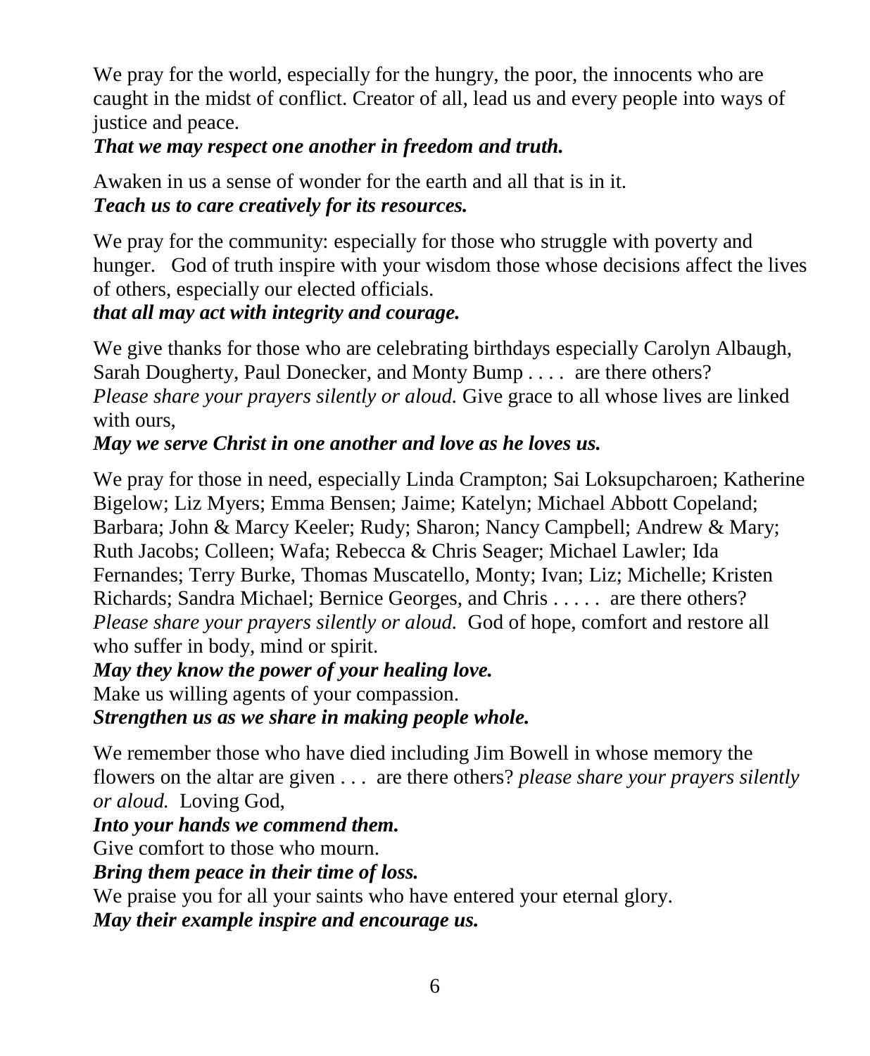We pray for the world, especially for the hungry, the poor, the innocents who are caught in the midst of conflict. Creator of all, lead us and every people into ways of justice and peace.
***That we may respect one another in freedom and truth.***

Awaken in us a sense of wonder for the earth and all that is in it.
***Teach us to care creatively for its resources.***

We pray for the community: especially for those who struggle with poverty and hunger. God of truth inspire with your wisdom those whose decisions affect the lives of others, especially our elected officials.
***that all may act with integrity and courage.***

We give thanks for those who are celebrating birthdays especially Carolyn Albaugh, Sarah Dougherty, Paul Donecker, and Monty Bump . . . . are there others? *Please share your prayers silently or aloud.* Give grace to all whose lives are linked with ours,
***May we serve Christ in one another and love as he loves us.***

We pray for those in need, especially Linda Crampton; Sai Loksupcharoen; Katherine Bigelow; Liz Myers; Emma Bensen; Jaime; Katelyn; Michael Abbott Copeland; Barbara; John & Marcy Keeler; Rudy; Sharon; Nancy Campbell; Andrew & Mary; Ruth Jacobs; Colleen; Wafa; Rebecca & Chris Seager; Michael Lawler; Ida Fernandes; Terry Burke, Thomas Muscatello, Monty; Ivan; Liz; Michelle; Kristen Richards; Sandra Michael; Bernice Georges, and Chris . . . . . are there others? *Please share your prayers silently or aloud.* God of hope, comfort and restore all who suffer in body, mind or spirit.
***May they know the power of your healing love.***
Make us willing agents of your compassion.
***Strengthen us as we share in making people whole.***

We remember those who have died including Jim Bowell in whose memory the flowers on the altar are given . . . are there others? *please share your prayers silently or aloud.* Loving God,
***Into your hands we commend them.***
Give comfort to those who mourn.
***Bring them peace in their time of loss.***
We praise you for all your saints who have entered your eternal glory.
***May their example inspire and encourage us.***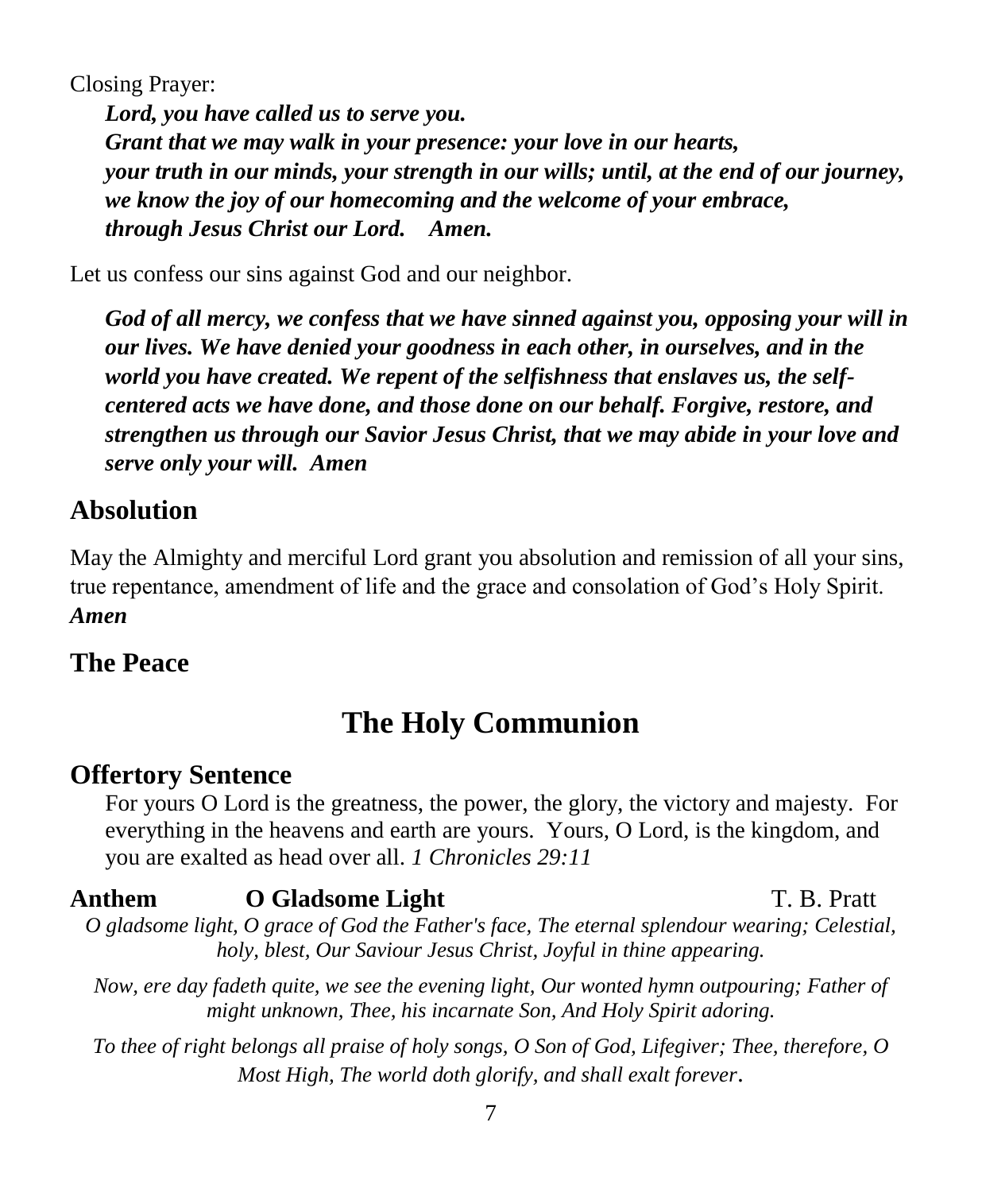Closing Prayer:

***Lord, you have called us to serve you.***
***Grant that we may walk in your presence: your love in our hearts,***
***your truth in our minds, your strength in our wills; until, at the end of our journey,***
***we know the joy of our homecoming and the welcome of your embrace,***
***through Jesus Christ our Lord. Amen.***

Let us confess our sins against God and our neighbor.

***God of all mercy, we confess that we have sinned against you, opposing your will in our lives. We have denied your goodness in each other, in ourselves, and in the world you have created. We repent of the selfishness that enslaves us, the self-centered acts we have done, and those done on our behalf. Forgive, restore, and strengthen us through our Savior Jesus Christ, that we may abide in your love and serve only your will. Amen***

## Absolution

May the Almighty and merciful Lord grant you absolution and remission of all your sins, true repentance, amendment of life and the grace and consolation of God's Holy Spirit.
***Amen***

## The Peace

# The Holy Communion

## Offertory Sentence

For yours O Lord is the greatness, the power, the glory, the victory and majesty. For everything in the heavens and earth are yours. Yours, O Lord, is the kingdom, and you are exalted as head over all. *1 Chronicles 29:11*

**Anthem** **O Gladsome Light** T. B. Pratt

*O gladsome light, O grace of God the Father's face, The eternal splendour wearing; Celestial, holy, blest, Our Saviour Jesus Christ, Joyful in thine appearing.*

*Now, ere day fadeth quite, we see the evening light, Our wonted hymn outpouring; Father of might unknown, Thee, his incarnate Son, And Holy Spirit adoring.*

*To thee of right belongs all praise of holy songs, O Son of God, Lifegiver; Thee, therefore, O Most High, The world doth glorify, and shall exalt forever.*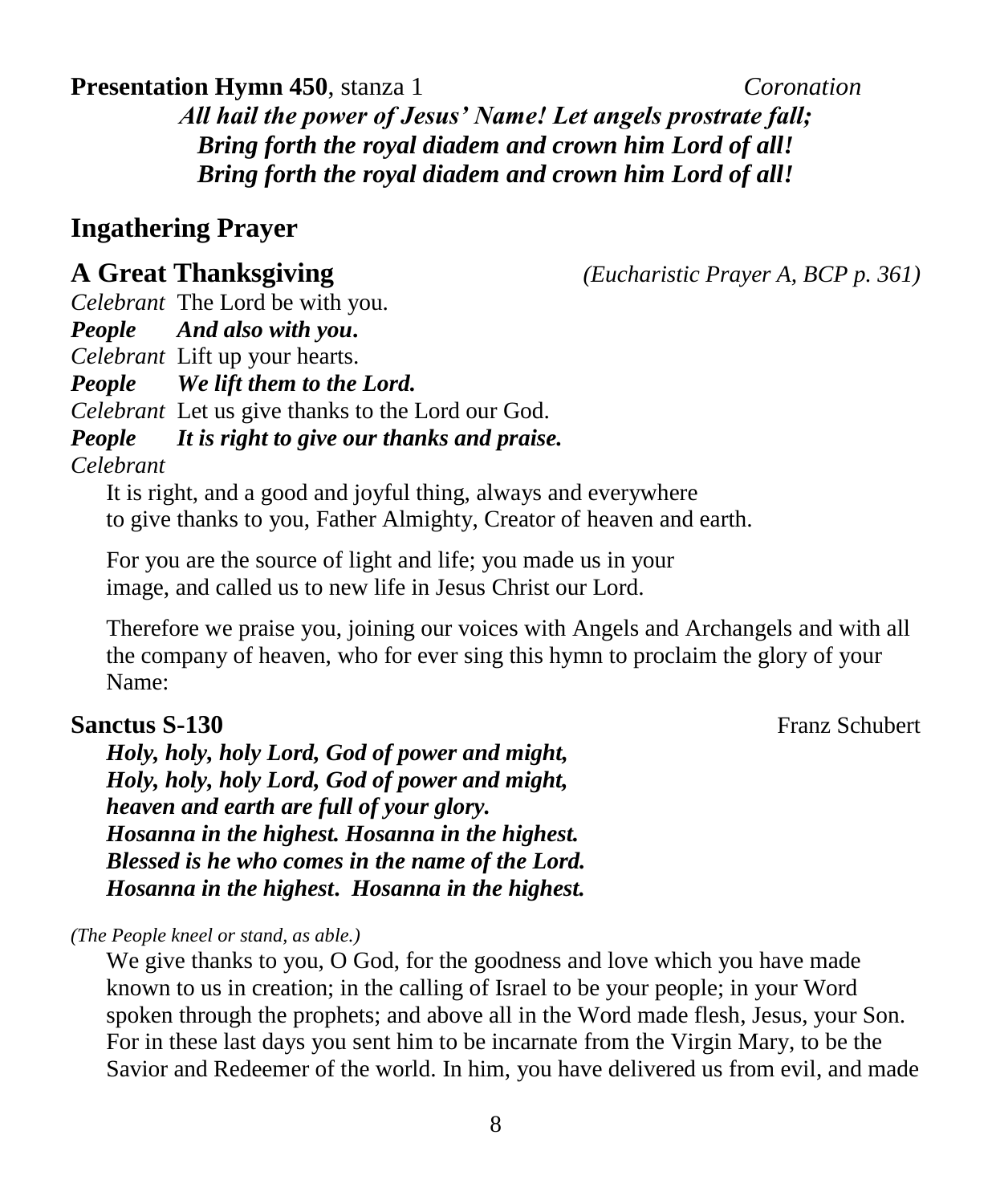**Presentation Hymn 450**, stanza 1 *Coronation*

***All hail the power of Jesus' Name! Let angels prostrate fall;***
***Bring forth the royal diadem and crown him Lord of all!***
***Bring forth the royal diadem and crown him Lord of all!***

## Ingathering Prayer

## A Great Thanksgiving *(Eucharistic Prayer A, BCP p. 361)*

*Celebrant* The Lord be with you.
***People And also with you.***
*Celebrant* Lift up your hearts.
***People We lift them to the Lord.***
*Celebrant* Let us give thanks to the Lord our God.
***People It is right to give our thanks and praise.***
*Celebrant*

It is right, and a good and joyful thing, always and everywhere to give thanks to you, Father Almighty, Creator of heaven and earth.

For you are the source of light and life; you made us in your image, and called us to new life in Jesus Christ our Lord.

Therefore we praise you, joining our voices with Angels and Archangels and with all the company of heaven, who for ever sing this hymn to proclaim the glory of your Name:

**Sanctus S-130** Franz Schubert

***Holy, holy, holy Lord, God of power and might,***
***Holy, holy, holy Lord, God of power and might,***
***heaven and earth are full of your glory.***
***Hosanna in the highest. Hosanna in the highest.***
***Blessed is he who comes in the name of the Lord.***
***Hosanna in the highest. Hosanna in the highest.***

*(The People kneel or stand, as able.)*

We give thanks to you, O God, for the goodness and love which you have made known to us in creation; in the calling of Israel to be your people; in your Word spoken through the prophets; and above all in the Word made flesh, Jesus, your Son. For in these last days you sent him to be incarnate from the Virgin Mary, to be the Savior and Redeemer of the world. In him, you have delivered us from evil, and made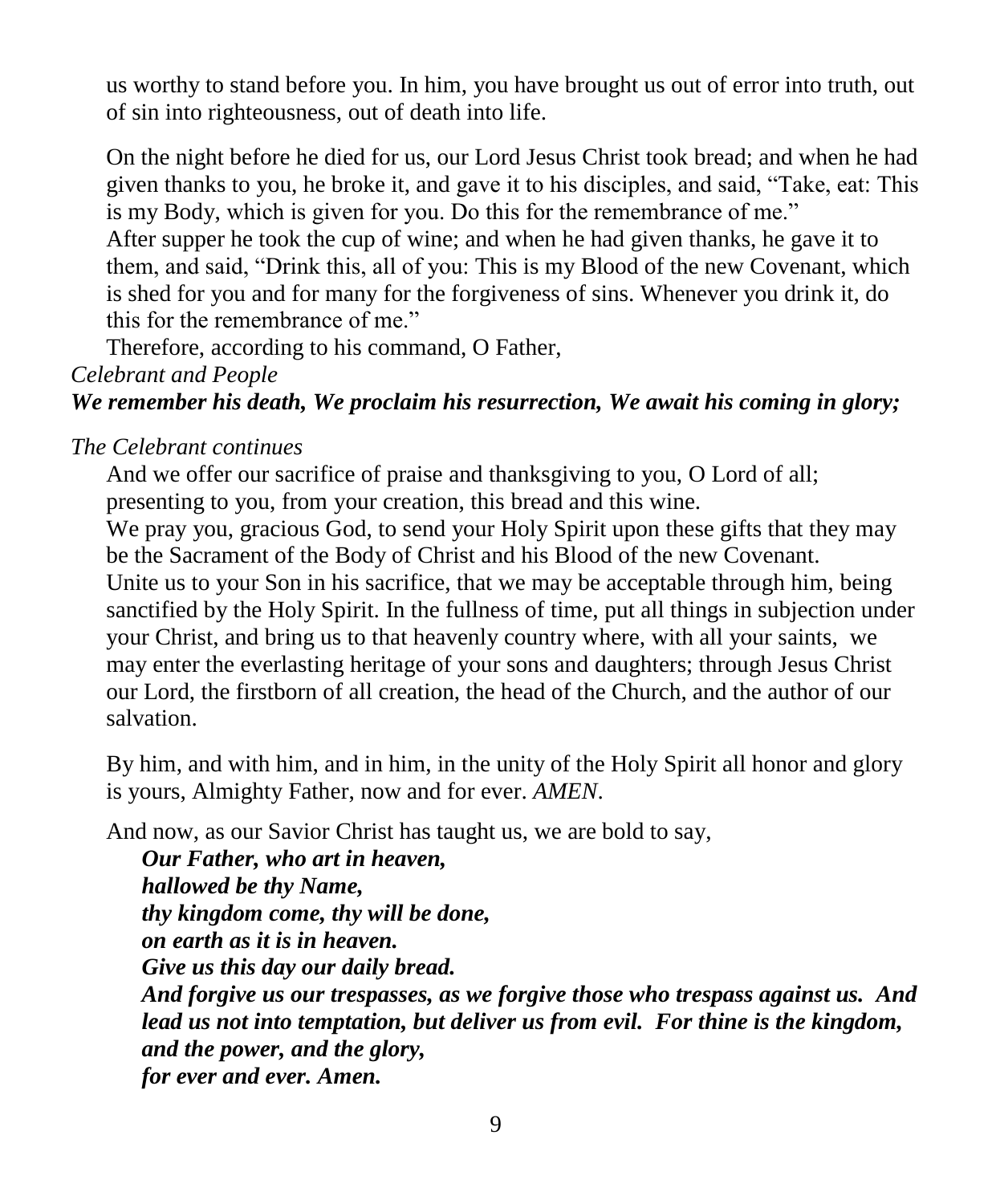us worthy to stand before you. In him, you have brought us out of error into truth, out of sin into righteousness, out of death into life.

On the night before he died for us, our Lord Jesus Christ took bread; and when he had given thanks to you, he broke it, and gave it to his disciples, and said, "Take, eat: This is my Body, which is given for you. Do this for the remembrance of me."
After supper he took the cup of wine; and when he had given thanks, he gave it to them, and said, "Drink this, all of you: This is my Blood of the new Covenant, which is shed for you and for many for the forgiveness of sins. Whenever you drink it, do this for the remembrance of me."
Therefore, according to his command, O Father,

*Celebrant and People*

***We remember his death, We proclaim his resurrection, We await his coming in glory;***

*The Celebrant continues*

And we offer our sacrifice of praise and thanksgiving to you, O Lord of all; presenting to you, from your creation, this bread and this wine.
We pray you, gracious God, to send your Holy Spirit upon these gifts that they may be the Sacrament of the Body of Christ and his Blood of the new Covenant.
Unite us to your Son in his sacrifice, that we may be acceptable through him, being sanctified by the Holy Spirit. In the fullness of time, put all things in subjection under your Christ, and bring us to that heavenly country where, with all your saints, we may enter the everlasting heritage of your sons and daughters; through Jesus Christ our Lord, the firstborn of all creation, the head of the Church, and the author of our salvation.

By him, and with him, and in him, in the unity of the Holy Spirit all honor and glory is yours, Almighty Father, now and for ever. *AMEN*.

And now, as our Savior Christ has taught us, we are bold to say,

***Our Father, who art in heaven,***
***hallowed be thy Name,***
***thy kingdom come, thy will be done,***
***on earth as it is in heaven.***
***Give us this day our daily bread.***
***And forgive us our trespasses, as we forgive those who trespass against us. And lead us not into temptation, but deliver us from evil. For thine is the kingdom, and the power, and the glory,***
***for ever and ever. Amen.***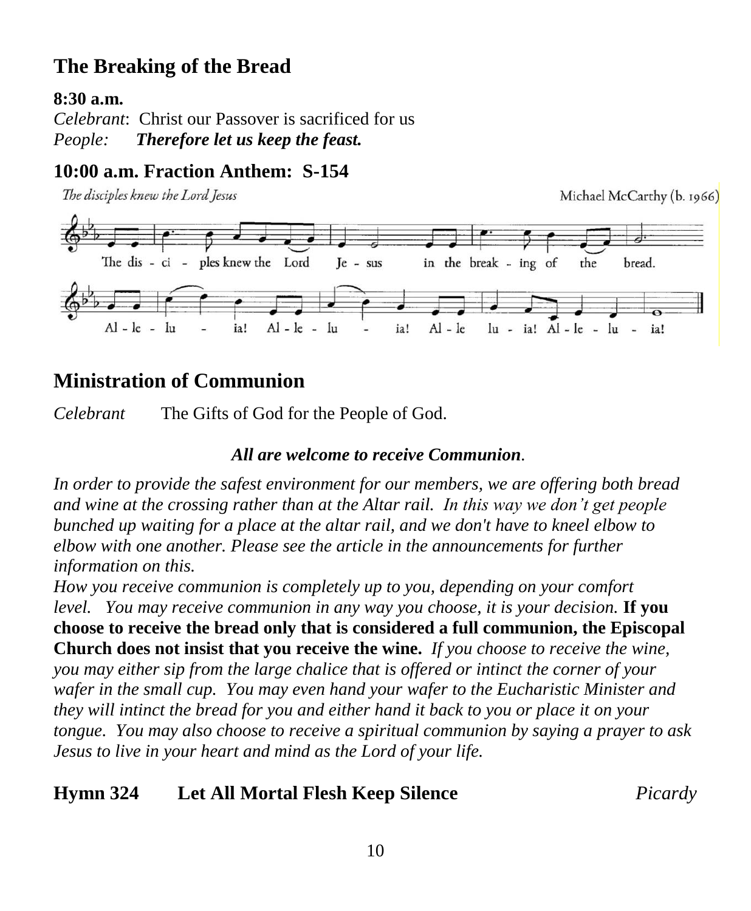## The Breaking of the Bread

**8:30 a.m.**
*Celebrant*: Christ our Passover is sacrificed for us
*People:* ***Therefore let us keep the feast.***

**10:00 a.m. Fraction Anthem: S-154**

*The disciples knew the Lord Jesus* — Michael McCarthy (b. 1966)

The dis - ci - ples knew the Lord Je - sus in the break - ing of the bread.
Al - le - lu - ia! Al - le - lu - ia! Al - le lu - ia! Al - le - lu - ia!

## Ministration of Communion

*Celebrant* The Gifts of God for the People of God.

***All are welcome to receive Communion.***

*In order to provide the safest environment for our members, we are offering both bread and wine at the crossing rather than at the Altar rail. In this way we don't get people bunched up waiting for a place at the altar rail, and we don't have to kneel elbow to elbow with one another. Please see the article in the announcements for further information on this.*
*How you receive communion is completely up to you, depending on your comfort level. You may receive communion in any way you choose, it is your decision.* **If you choose to receive the bread only that is considered a full communion, the Episcopal Church does not insist that you receive the wine.** *If you choose to receive the wine, you may either sip from the large chalice that is offered or intinct the corner of your wafer in the small cup. You may even hand your wafer to the Eucharistic Minister and they will intinct the bread for you and either hand it back to you or place it on your tongue. You may also choose to receive a spiritual communion by saying a prayer to ask Jesus to live in your heart and mind as the Lord of your life.*

**Hymn 324 Let All Mortal Flesh Keep Silence** *Picardy*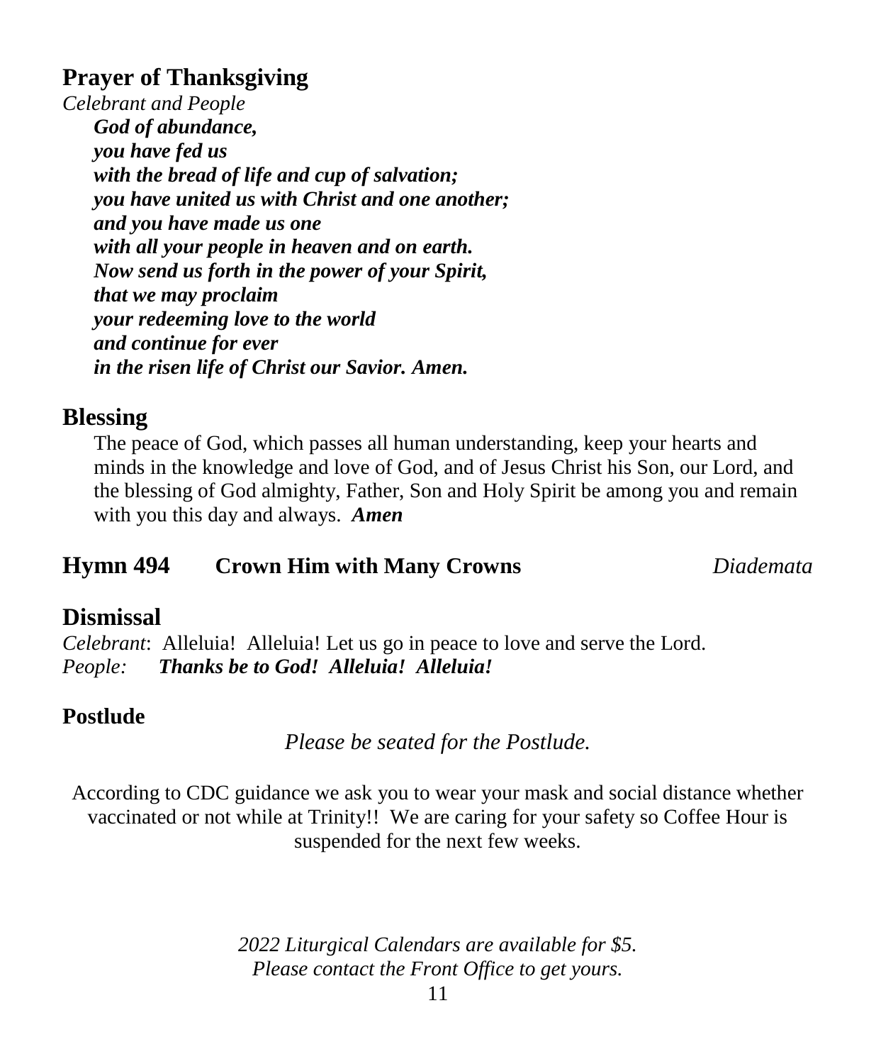## Prayer of Thanksgiving

*Celebrant and People*

***God of abundance,***
***you have fed us***
***with the bread of life and cup of salvation;***
***you have united us with Christ and one another;***
***and you have made us one***
***with all your people in heaven and on earth.***
***Now send us forth in the power of your Spirit,***
***that we may proclaim***
***your redeeming love to the world***
***and continue for ever***
***in the risen life of Christ our Savior. Amen.***

## Blessing

The peace of God, which passes all human understanding, keep your hearts and minds in the knowledge and love of God, and of Jesus Christ his Son, our Lord, and the blessing of God almighty, Father, Son and Holy Spirit be among you and remain with you this day and always. ***Amen***

## Hymn 494 Crown Him with Many Crowns *Diademata*

## Dismissal

*Celebrant*: Alleluia! Alleluia! Let us go in peace to love and serve the Lord.
*People:* ***Thanks be to God! Alleluia! Alleluia!***

### Postlude

*Please be seated for the Postlude.*

According to CDC guidance we ask you to wear your mask and social distance whether vaccinated or not while at Trinity!! We are caring for your safety so Coffee Hour is suspended for the next few weeks.

*2022 Liturgical Calendars are available for $5.*
*Please contact the Front Office to get yours.*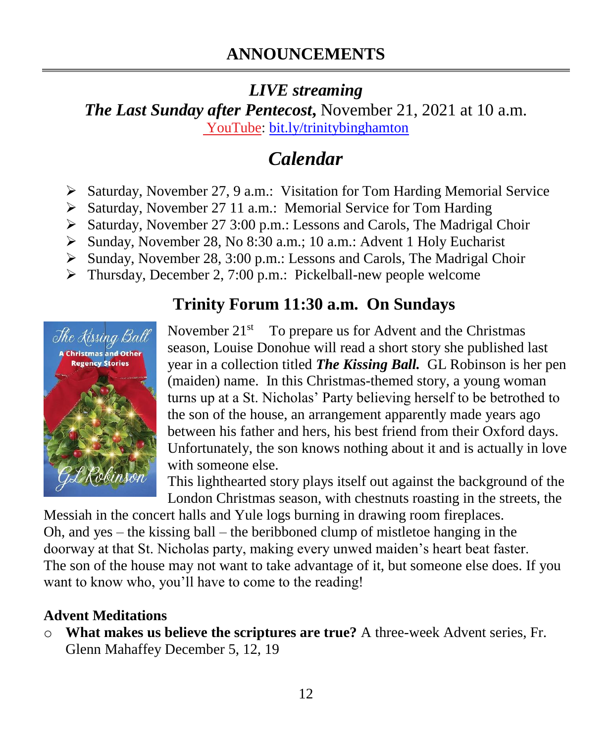# ANNOUNCEMENTS

## *LIVE streaming*

***The Last Sunday after Pentecost,*** November 21, 2021 at 10 a.m.

YouTube: bit.ly/trinitybinghamton

## *Calendar*

- Saturday, November 27, 9 a.m.: Visitation for Tom Harding Memorial Service
- Saturday, November 27 11 a.m.: Memorial Service for Tom Harding
- Saturday, November 27 3:00 p.m.: Lessons and Carols, The Madrigal Choir
- Sunday, November 28, No 8:30 a.m.; 10 a.m.: Advent 1 Holy Eucharist
- Sunday, November 28, 3:00 p.m.: Lessons and Carols, The Madrigal Choir
- Thursday, December 2, 7:00 p.m.: Pickelball-new people welcome

## Trinity Forum 11:30 a.m. On Sundays

November 21st To prepare us for Advent and the Christmas season, Louise Donohue will read a short story she published last year in a collection titled ***The Kissing Ball.*** GL Robinson is her pen (maiden) name. In this Christmas-themed story, a young woman turns up at a St. Nicholas' Party believing herself to be betrothed to the son of the house, an arrangement apparently made years ago between his father and hers, his best friend from their Oxford days. Unfortunately, the son knows nothing about it and is actually in love with someone else.

This lighthearted story plays itself out against the background of the London Christmas season, with chestnuts roasting in the streets, the Messiah in the concert halls and Yule logs burning in drawing room fireplaces. Oh, and yes – the kissing ball – the beribboned clump of mistletoe hanging in the doorway at that St. Nicholas party, making every unwed maiden's heart beat faster. The son of the house may not want to take advantage of it, but someone else does. If you want to know who, you'll have to come to the reading!

**Advent Meditations**

- **What makes us believe the scriptures are true?** A three-week Advent series, Fr. Glenn Mahaffey December 5, 12, 19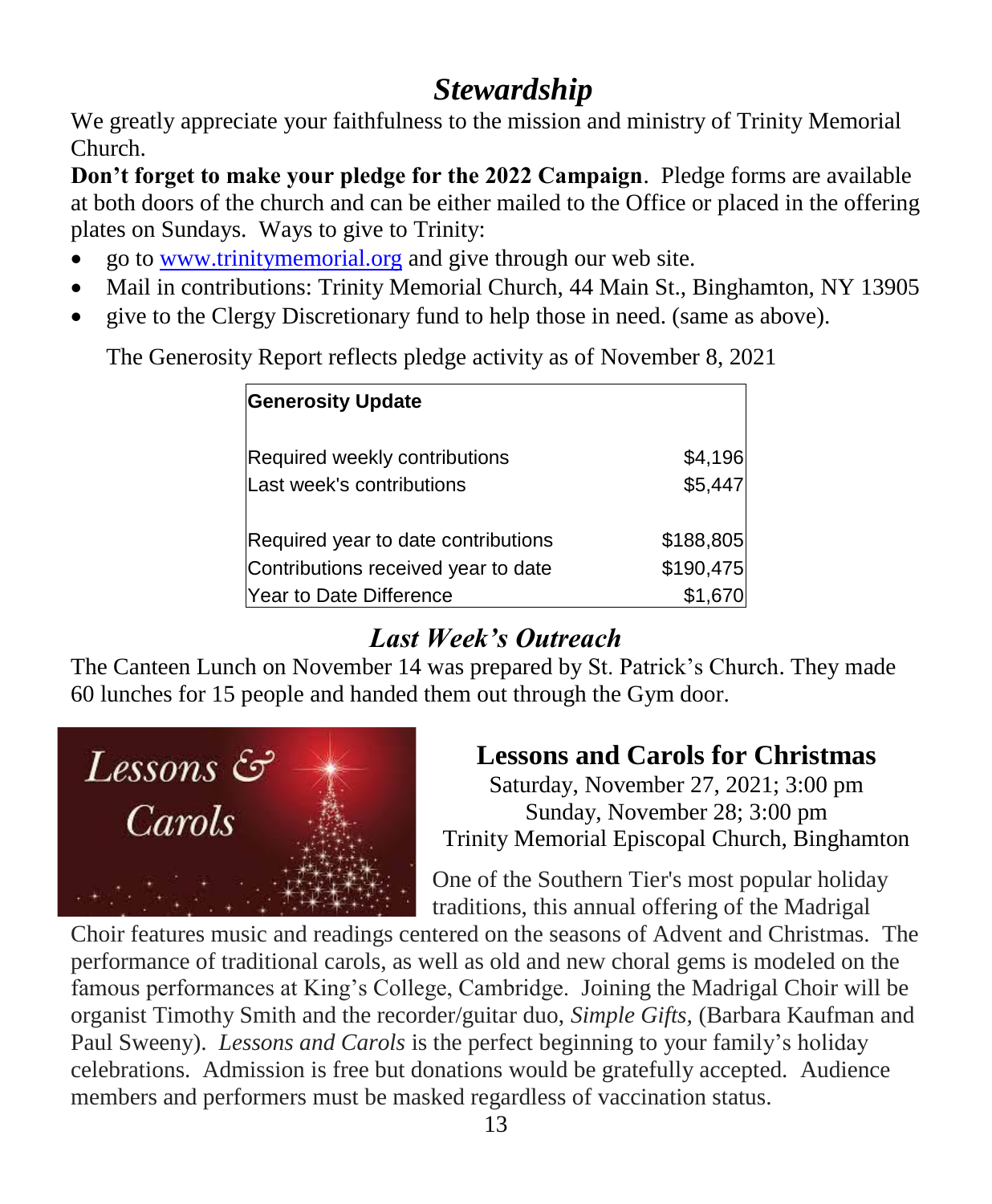# *Stewardship*

We greatly appreciate your faithfulness to the mission and ministry of Trinity Memorial Church.

**Don't forget to make your pledge for the 2022 Campaign**. Pledge forms are available at both doors of the church and can be either mailed to the Office or placed in the offering plates on Sundays. Ways to give to Trinity:

- go to www.trinitymemorial.org and give through our web site.
- Mail in contributions: Trinity Memorial Church, 44 Main St., Binghamton, NY 13905
- give to the Clergy Discretionary fund to help those in need. (same as above).

The Generosity Report reflects pledge activity as of November 8, 2021

| **Generosity Update** | |
|---|---|
| Required weekly contributions | $4,196 |
| Last week's contributions | $5,447 |
| | |
| Required year to date contributions | $188,805 |
| Contributions received year to date | $190,475 |
| Year to Date Difference | $1,670 |

## *Last Week's Outreach*

The Canteen Lunch on November 14 was prepared by St. Patrick's Church. They made 60 lunches for 15 people and handed them out through the Gym door.

## Lessons and Carols for Christmas

Saturday, November 27, 2021; 3:00 pm
Sunday, November 28; 3:00 pm
Trinity Memorial Episcopal Church, Binghamton

One of the Southern Tier's most popular holiday traditions, this annual offering of the Madrigal Choir features music and readings centered on the seasons of Advent and Christmas. The performance of traditional carols, as well as old and new choral gems is modeled on the famous performances at King's College, Cambridge. Joining the Madrigal Choir will be organist Timothy Smith and the recorder/guitar duo, *Simple Gifts,* (Barbara Kaufman and Paul Sweeny). *Lessons and Carols* is the perfect beginning to your family's holiday celebrations. Admission is free but donations would be gratefully accepted. Audience members and performers must be masked regardless of vaccination status.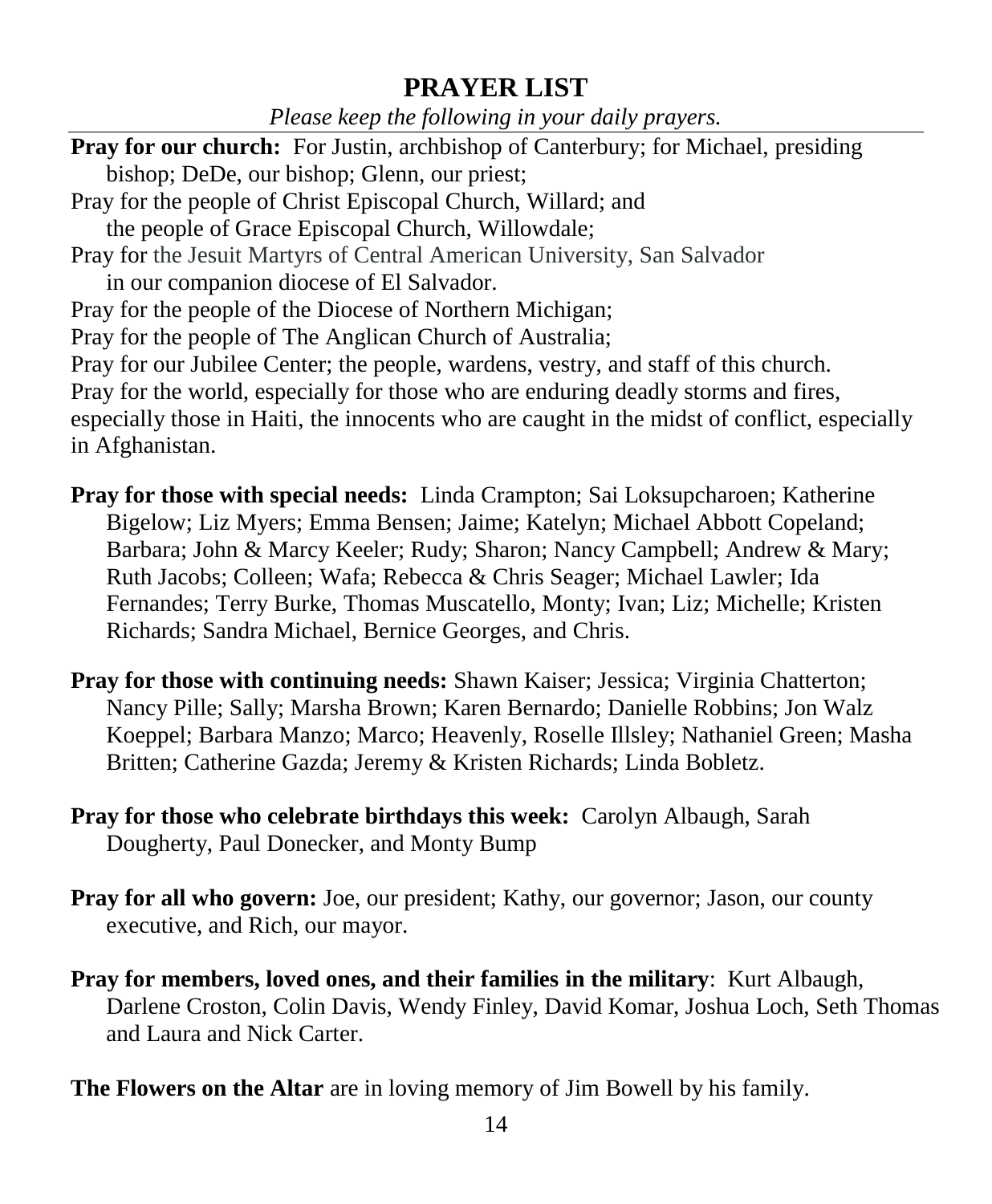## PRAYER LIST

*Please keep the following in your daily prayers.*

**Pray for our church:** For Justin, archbishop of Canterbury; for Michael, presiding bishop; DeDe, our bishop; Glenn, our priest;
Pray for the people of Christ Episcopal Church, Willard; and the people of Grace Episcopal Church, Willowdale;
Pray for the Jesuit Martyrs of Central American University, San Salvador in our companion diocese of El Salvador.
Pray for the people of the Diocese of Northern Michigan;
Pray for the people of The Anglican Church of Australia;
Pray for our Jubilee Center; the people, wardens, vestry, and staff of this church.
Pray for the world, especially for those who are enduring deadly storms and fires, especially those in Haiti, the innocents who are caught in the midst of conflict, especially in Afghanistan.

**Pray for those with special needs:** Linda Crampton; Sai Loksupcharoen; Katherine Bigelow; Liz Myers; Emma Bensen; Jaime; Katelyn; Michael Abbott Copeland; Barbara; John & Marcy Keeler; Rudy; Sharon; Nancy Campbell; Andrew & Mary; Ruth Jacobs; Colleen; Wafa; Rebecca & Chris Seager; Michael Lawler; Ida Fernandes; Terry Burke, Thomas Muscatello, Monty; Ivan; Liz; Michelle; Kristen Richards; Sandra Michael, Bernice Georges, and Chris.

**Pray for those with continuing needs:** Shawn Kaiser; Jessica; Virginia Chatterton; Nancy Pille; Sally; Marsha Brown; Karen Bernardo; Danielle Robbins; Jon Walz Koeppel; Barbara Manzo; Marco; Heavenly, Roselle Illsley; Nathaniel Green; Masha Britten; Catherine Gazda; Jeremy & Kristen Richards; Linda Bobletz.

**Pray for those who celebrate birthdays this week:** Carolyn Albaugh, Sarah Dougherty, Paul Donecker, and Monty Bump

**Pray for all who govern:** Joe, our president; Kathy, our governor; Jason, our county executive, and Rich, our mayor.

**Pray for members, loved ones, and their families in the military**: Kurt Albaugh, Darlene Croston, Colin Davis, Wendy Finley, David Komar, Joshua Loch, Seth Thomas and Laura and Nick Carter.

**The Flowers on the Altar** are in loving memory of Jim Bowell by his family.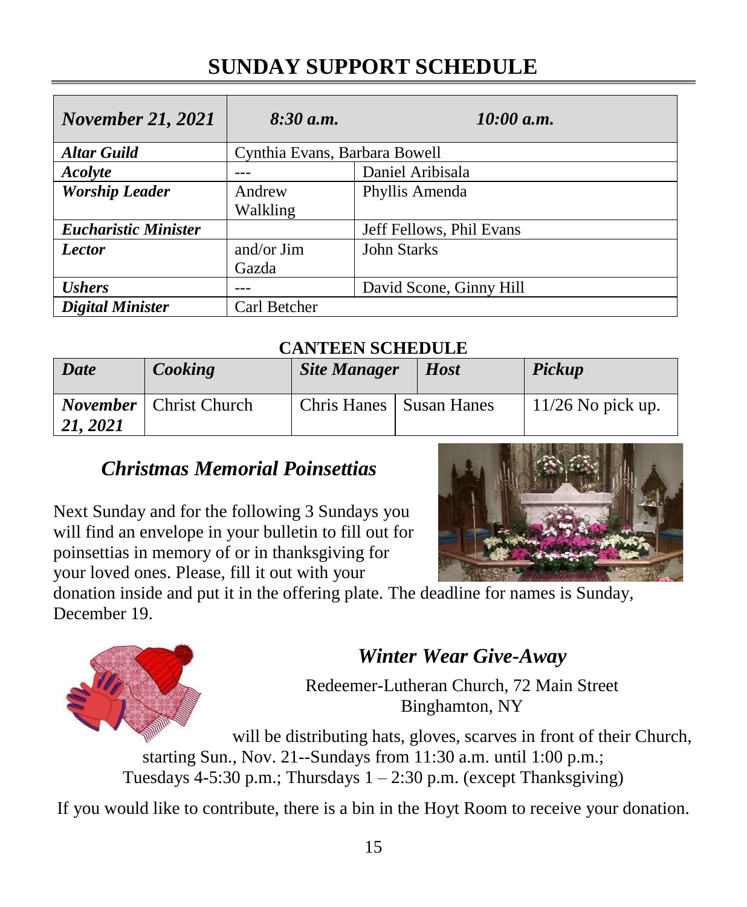# SUNDAY SUPPORT SCHEDULE

| *November 21, 2021* | *8:30 a.m.* | *10:00 a.m.* |
|---|---|---|
| ***Altar Guild*** | Cynthia Evans, Barbara Bowell | |
| ***Acolyte*** | --- | Daniel Aribisala |
| ***Worship Leader*** | Andrew Walkling | Phyllis Amenda |
| ***Eucharistic Minister*** | | Jeff Fellows, Phil Evans |
| ***Lector*** | and/or Jim Gazda | John Starks |
| ***Ushers*** | --- | David Scone, Ginny Hill |
| ***Digital Minister*** | Carl Betcher | |

**CANTEEN SCHEDULE**

| *Date* | *Cooking* | *Site Manager* | *Host* | *Pickup* |
|---|---|---|---|---|
| ***November 21, 2021*** | Christ Church | Chris Hanes | Susan Hanes | 11/26 No pick up. |

## *Christmas Memorial Poinsettias*

Next Sunday and for the following 3 Sundays you will find an envelope in your bulletin to fill out for poinsettias in memory of or in thanksgiving for your loved ones. Please, fill it out with your donation inside and put it in the offering plate. The deadline for names is Sunday, December 19.

## *Winter Wear Give-Away*

Redeemer-Lutheran Church, 72 Main Street
Binghamton, NY

will be distributing hats, gloves, scarves in front of their Church, starting Sun., Nov. 21--Sundays from 11:30 a.m. until 1:00 p.m.; Tuesdays 4-5:30 p.m.; Thursdays 1 – 2:30 p.m. (except Thanksgiving)

If you would like to contribute, there is a bin in the Hoyt Room to receive your donation.